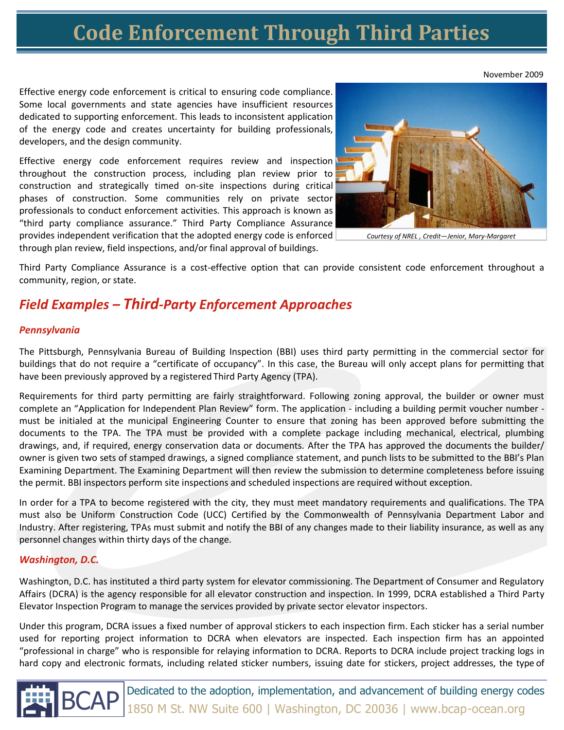# Code Enforcement Through Third Parties

November 2009

Effective energy code enforcement is critical to ensuring code compliance. Some local governments and state agencies have insufficient resources dedicated to supporting enforcement. This leads to inconsistent application of the energy code and creates uncertainty for building professionals, developers, and the design community.

Effective energy code enforcement requires review and inspection throughout the construction process, including plan review prior to construction and strategically timed on-site inspections during critical phases of construction. Some communities rely on private sector professionals to conduct enforcement activities. This approach is known as "third party compliance assurance." Third Party Compliance Assurance provides independent verification that the adopted energy code is enforced through plan review, field inspections, and/or final approval of buildings.

*Courtesy of NREL , Credit—Jenior, Mary-Margaret*

Third Party Compliance Assurance is a cost-effective option that can provide consistent code enforcement throughout a community, region, or state.

## *Field Examples – Third-Party Enforcement Approaches*

### *Pennsylvania*

The Pittsburgh, Pennsylvania Bureau of Building Inspection (BBI) uses third party permitting in the commercial sector for buildings that do not require a "certificate of occupancy". In this case, the Bureau will only accept plans for permitting that have been previously approved by a registered Third Party Agency (TPA).

Requirements for third party permitting are fairly straightforward. Following zoning approval, the builder or owner must complete an "Application for Independent Plan Review" form. The application - including a building permit voucher number - must be initialed at the municipal Engineering Counter to ensure that zoning has been approved before submitting the documents to the TPA. The TPA must be provided with a complete package including mechanical, electrical, plumbing drawings, and, if required, energy conservation data or documents. After the TPA has approved the documents the builder/owner is given two sets of stamped drawings, a signed compliance statement, and punch lists to be submitted to the BBI's Plan Examining Department. The Examining Department will then review the submission to determine completeness before issuing the permit. BBI inspectors perform site inspections and scheduled inspections are required without exception.

In order for a TPA to become registered with the city, they must meet mandatory requirements and qualifications. The TPA must also be Uniform Construction Code (UCC) Certified by the Commonwealth of Pennsylvania Department Labor and Industry. After registering, TPAs must submit and notify the BBI of any changes made to their liability insurance, as well as any personnel changes within thirty days of the change.

### *Washington, D.C.*

Washington, D.C. has instituted a third party system for elevator commissioning. The Department of Consumer and Regulatory Affairs (DCRA) is the agency responsible for all elevator construction and inspection. In 1999, DCRA established a Third Party Elevator Inspection Program to manage the services provided by private sector elevator inspectors.

Under this program, DCRA issues a fixed number of approval stickers to each inspection firm. Each sticker has a serial number used for reporting project information to DCRA when elevators are inspected. Each inspection firm has an appointed "professional in charge" who is responsible for relaying information to DCRA. Reports to DCRA include project tracking logs in hard copy and electronic formats, including related sticker numbers, issuing date for stickers, project addresses, the type of

BCAP — Dedicated to the adoption, implementation, and advancement of building energy codes
1850 M St. NW Suite 600 | Washington, DC 20036 | www.bcap-ocean.org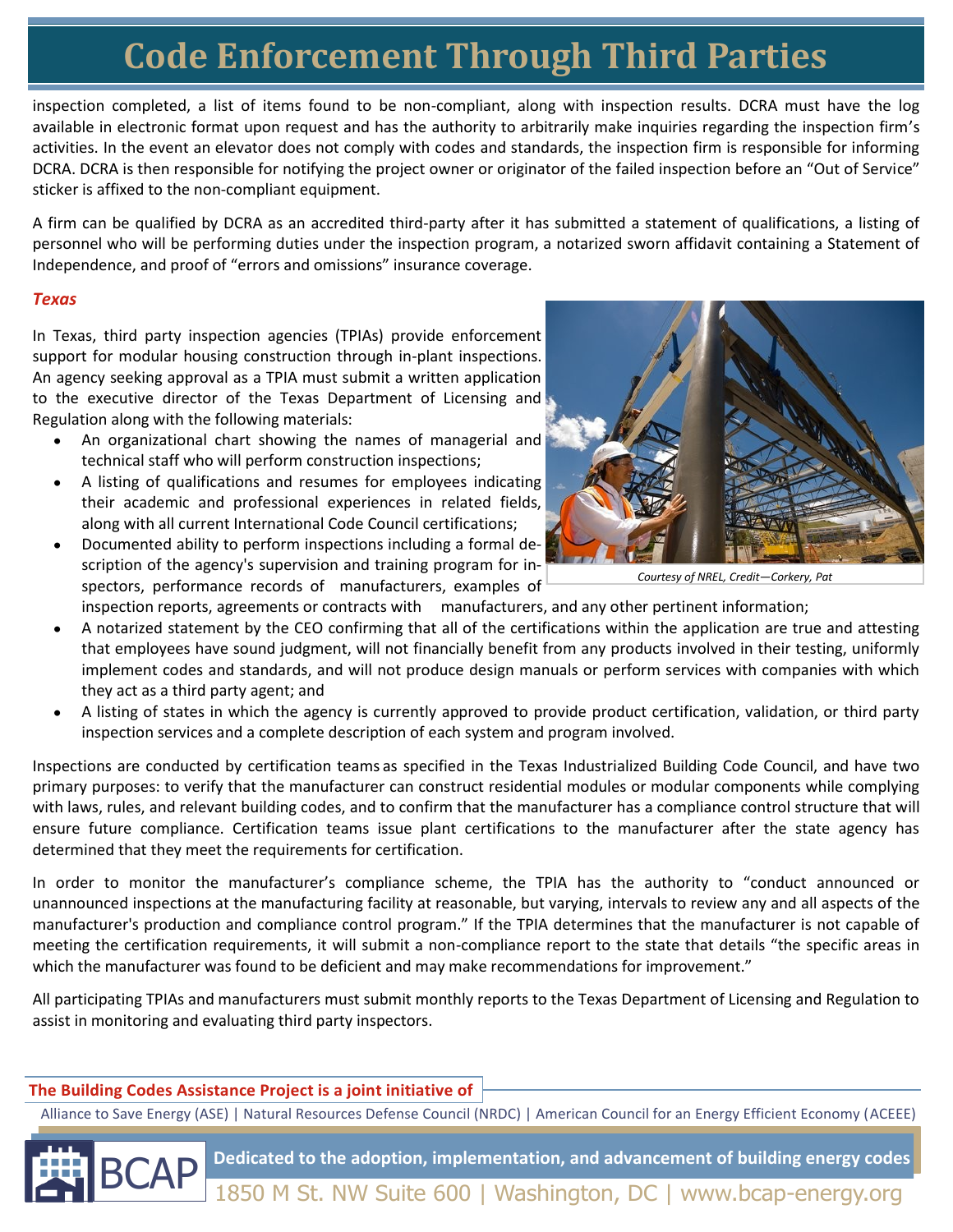# Code Enforcement Through Third Parties

inspection completed, a list of items found to be non-compliant, along with inspection results. DCRA must have the log available in electronic format upon request and has the authority to arbitrarily make inquiries regarding the inspection firm's activities. In the event an elevator does not comply with codes and standards, the inspection firm is responsible for informing DCRA. DCRA is then responsible for notifying the project owner or originator of the failed inspection before an "Out of Service" sticker is affixed to the non-compliant equipment.

A firm can be qualified by DCRA as an accredited third-party after it has submitted a statement of qualifications, a listing of personnel who will be performing duties under the inspection program, a notarized sworn affidavit containing a Statement of Independence, and proof of "errors and omissions" insurance coverage.

### *Texas*

In Texas, third party inspection agencies (TPIAs) provide enforcement support for modular housing construction through in-plant inspections. An agency seeking approval as a TPIA must submit a written application to the executive director of the Texas Department of Licensing and Regulation along with the following materials:

- An organizational chart showing the names of managerial and technical staff who will perform construction inspections;
- A listing of qualifications and resumes for employees indicating their academic and professional experiences in related fields, along with all current International Code Council certifications;
- Documented ability to perform inspections including a formal description of the agency's supervision and training program for inspectors, performance records of manufacturers, examples of inspection reports, agreements or contracts with manufacturers, and any other pertinent information;
- A notarized statement by the CEO confirming that all of the certifications within the application are true and attesting that employees have sound judgment, will not financially benefit from any products involved in their testing, uniformly implement codes and standards, and will not produce design manuals or perform services with companies with which they act as a third party agent; and
- A listing of states in which the agency is currently approved to provide product certification, validation, or third party inspection services and a complete description of each system and program involved.

*Courtesy of NREL, Credit—Corkery, Pat*

Inspections are conducted by certification teams as specified in the Texas Industrialized Building Code Council, and have two primary purposes: to verify that the manufacturer can construct residential modules or modular components while complying with laws, rules, and relevant building codes, and to confirm that the manufacturer has a compliance control structure that will ensure future compliance. Certification teams issue plant certifications to the manufacturer after the state agency has determined that they meet the requirements for certification.

In order to monitor the manufacturer's compliance scheme, the TPIA has the authority to "conduct announced or unannounced inspections at the manufacturing facility at reasonable, but varying, intervals to review any and all aspects of the manufacturer's production and compliance control program." If the TPIA determines that the manufacturer is not capable of meeting the certification requirements, it will submit a non-compliance report to the state that details "the specific areas in which the manufacturer was found to be deficient and may make recommendations for improvement."

All participating TPIAs and manufacturers must submit monthly reports to the Texas Department of Licensing and Regulation to assist in monitoring and evaluating third party inspectors.

**The Building Codes Assistance Project is a joint initiative of**

Alliance to Save Energy (ASE) | Natural Resources Defense Council (NRDC) | American Council for an Energy Efficient Economy (ACEEE)

BCAP

**Dedicated to the adoption, implementation, and advancement of building energy codes**

1850 M St. NW Suite 600 | Washington, DC | www.bcap-energy.org